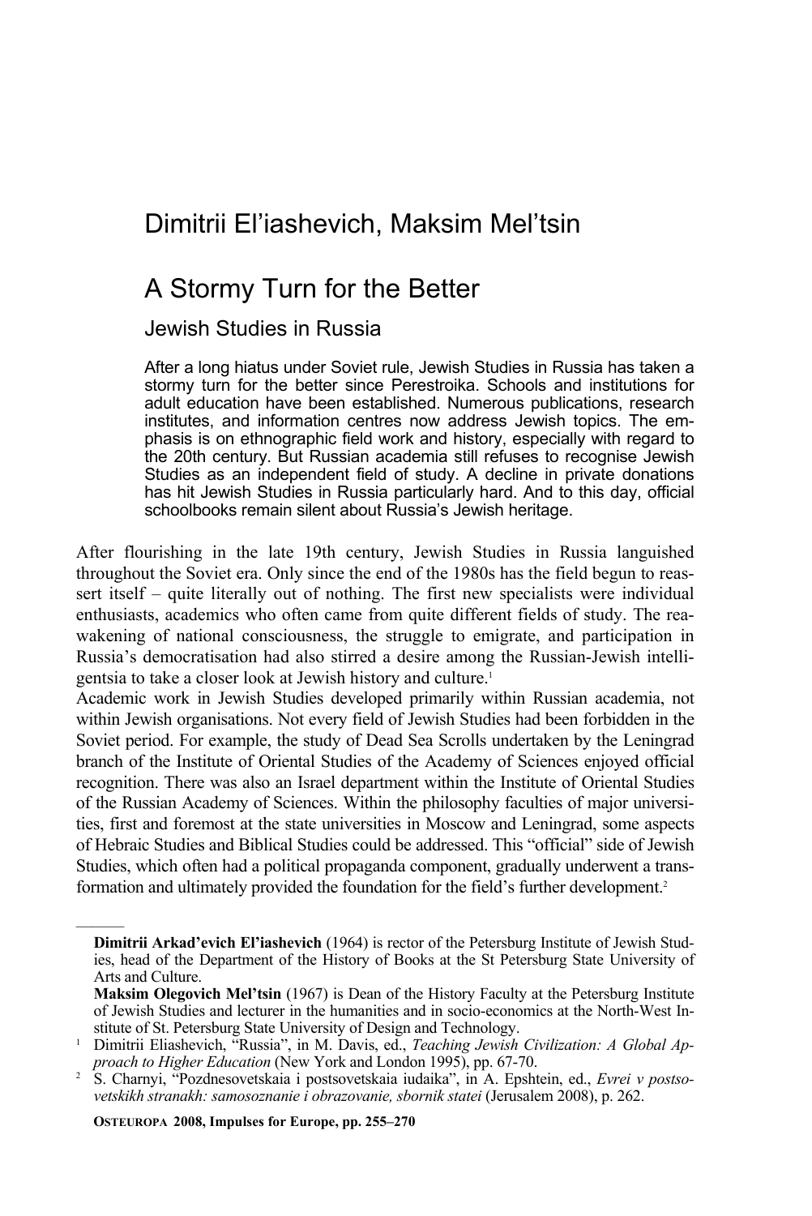Dimitrii El'iashevich, Maksim Mel'tsin

# A Stormy Turn for the Better

## Jewish Studies in Russia

After a long hiatus under Soviet rule, Jewish Studies in Russia has taken a stormy turn for the better since Perestroika. Schools and institutions for adult education have been established. Numerous publications, research institutes, and information centres now address Jewish topics. The emphasis is on ethnographic field work and history, especially with regard to the 20th century. But Russian academia still refuses to recognise Jewish Studies as an independent field of study. A decline in private donations has hit Jewish Studies in Russia particularly hard. And to this day, official schoolbooks remain silent about Russia's Jewish heritage.

After flourishing in the late 19th century, Jewish Studies in Russia languished throughout the Soviet era. Only since the end of the 1980s has the field begun to reassert itself – quite literally out of nothing. The first new specialists were individual enthusiasts, academics who often came from quite different fields of study. The reawakening of national consciousness, the struggle to emigrate, and participation in Russia's democratisation had also stirred a desire among the Russian-Jewish intelligentsia to take a closer look at Jewish history and culture.[1]

Academic work in Jewish Studies developed primarily within Russian academia, not within Jewish organisations. Not every field of Jewish Studies had been forbidden in the Soviet period. For example, the study of Dead Sea Scrolls undertaken by the Leningrad branch of the Institute of Oriental Studies of the Academy of Sciences enjoyed official recognition. There was also an Israel department within the Institute of Oriental Studies of the Russian Academy of Sciences. Within the philosophy faculties of major universities, first and foremost at the state universities in Moscow and Leningrad, some aspects of Hebraic Studies and Biblical Studies could be addressed. This "official" side of Jewish Studies, which often had a political propaganda component, gradually underwent a transformation and ultimately provided the foundation for the field's further development.[2]

---

**Dimitrii Arkad'evich El'iashevich** (1964) is rector of the Petersburg Institute of Jewish Studies, head of the Department of the History of Books at the St Petersburg State University of Arts and Culture.

**Maksim Olegovich Mel'tsin** (1967) is Dean of the History Faculty at the Petersburg Institute of Jewish Studies and lecturer in the humanities and in socio-economics at the North-West Institute of St. Petersburg State University of Design and Technology.

[1] Dimitrii Eliashevich, "Russia", in M. Davis, ed., *Teaching Jewish Civilization: A Global Approach to Higher Education* (New York and London 1995), pp. 67-70.

[2] S. Charnyi, "Pozdnesovetskaia i postsovetskaia iudaika", in A. Epshtein, ed., *Evrei v postsovetskikh stranakh: samosoznanie i obrazovanie, sbornik statei* (Jerusalem 2008), p. 262.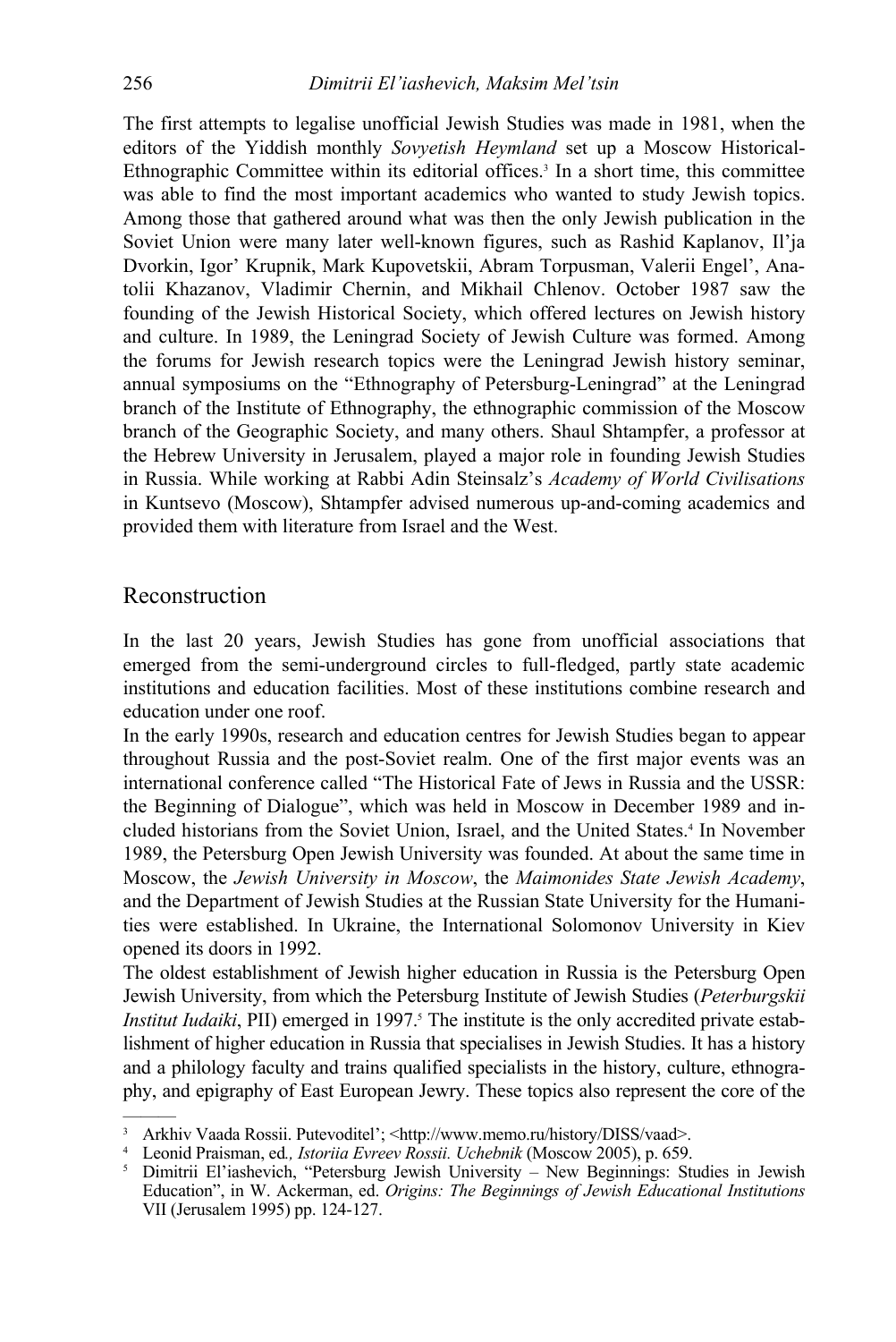The first attempts to legalise unofficial Jewish Studies was made in 1981, when the editors of the Yiddish monthly *Sovyetish Heymland* set up a Moscow Historical-Ethnographic Committee within its editorial offices.[3] In a short time, this committee was able to find the most important academics who wanted to study Jewish topics. Among those that gathered around what was then the only Jewish publication in the Soviet Union were many later well-known figures, such as Rashid Kaplanov, Il'ja Dvorkin, Igor' Krupnik, Mark Kupovetskii, Abram Torpusman, Valerii Engel', Anatolii Khazanov, Vladimir Chernin, and Mikhail Chlenov. October 1987 saw the founding of the Jewish Historical Society, which offered lectures on Jewish history and culture. In 1989, the Leningrad Society of Jewish Culture was formed. Among the forums for Jewish research topics were the Leningrad Jewish history seminar, annual symposiums on the "Ethnography of Petersburg-Leningrad" at the Leningrad branch of the Institute of Ethnography, the ethnographic commission of the Moscow branch of the Geographic Society, and many others. Shaul Shtampfer, a professor at the Hebrew University in Jerusalem, played a major role in founding Jewish Studies in Russia. While working at Rabbi Adin Steinsalz's *Academy of World Civilisations* in Kuntsevo (Moscow), Shtampfer advised numerous up-and-coming academics and provided them with literature from Israel and the West.

## Reconstruction

In the last 20 years, Jewish Studies has gone from unofficial associations that emerged from the semi-underground circles to full-fledged, partly state academic institutions and education facilities. Most of these institutions combine research and education under one roof.

In the early 1990s, research and education centres for Jewish Studies began to appear throughout Russia and the post-Soviet realm. One of the first major events was an international conference called "The Historical Fate of Jews in Russia and the USSR: the Beginning of Dialogue", which was held in Moscow in December 1989 and included historians from the Soviet Union, Israel, and the United States.[4] In November 1989, the Petersburg Open Jewish University was founded. At about the same time in Moscow, the *Jewish University in Moscow*, the *Maimonides State Jewish Academy*, and the Department of Jewish Studies at the Russian State University for the Humanities were established. In Ukraine, the International Solomonov University in Kiev opened its doors in 1992.

The oldest establishment of Jewish higher education in Russia is the Petersburg Open Jewish University, from which the Petersburg Institute of Jewish Studies (*Peterburgskii Institut Iudaiki*, PII) emerged in 1997.[5] The institute is the only accredited private establishment of higher education in Russia that specialises in Jewish Studies. It has a history and a philology faculty and trains qualified specialists in the history, culture, ethnography, and epigraphy of East European Jewry. These topics also represent the core of the

---

[3] Arkhiv Vaada Rossii. Putevoditel'; <http://www.memo.ru/history/DISS/vaad>.

[4] Leonid Praisman, ed., *Istoriia Evreev Rossii. Uchebnik* (Moscow 2005), p. 659.

[5] Dimitrii El'iashevich, "Petersburg Jewish University – New Beginnings: Studies in Jewish Education", in W. Ackerman, ed. *Origins: The Beginnings of Jewish Educational Institutions* VII (Jerusalem 1995) pp. 124-127.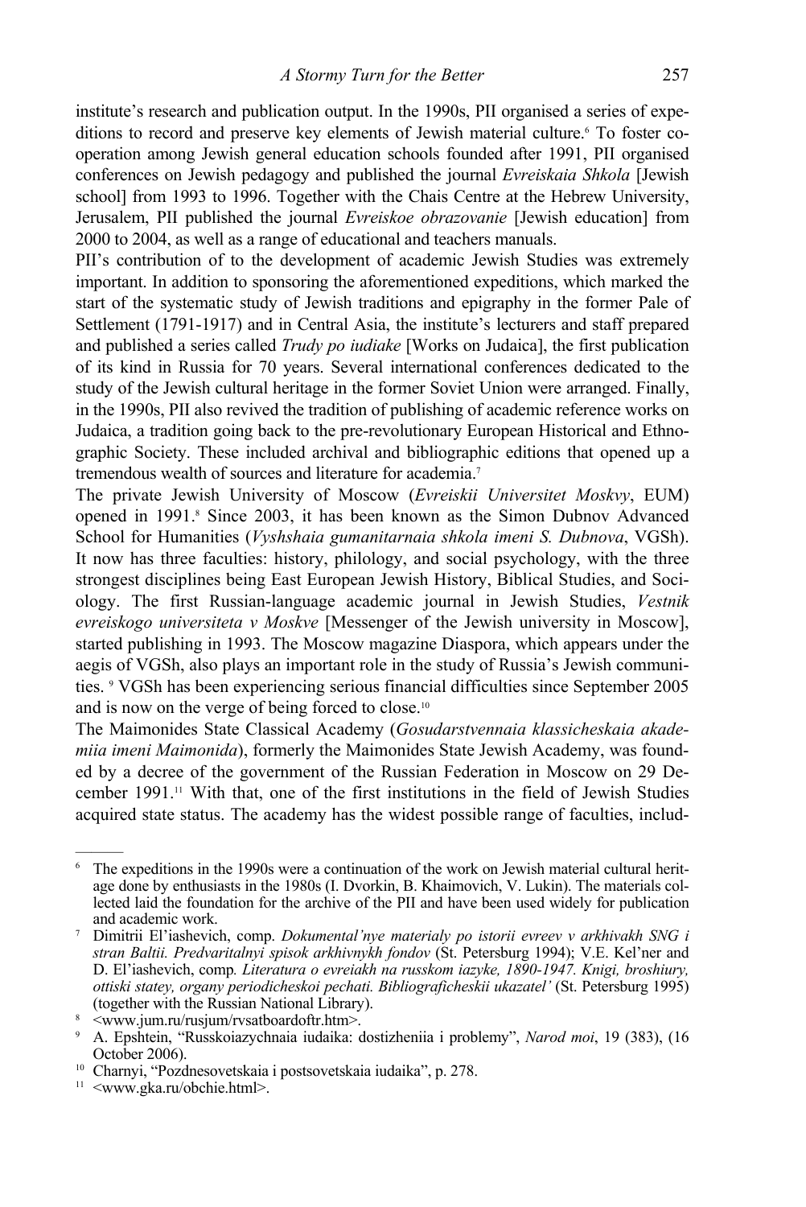institute's research and publication output. In the 1990s, PII organised a series of expeditions to record and preserve key elements of Jewish material culture.[6] To foster cooperation among Jewish general education schools founded after 1991, PII organised conferences on Jewish pedagogy and published the journal *Evreiskaia Shkola* [Jewish school] from 1993 to 1996. Together with the Chais Centre at the Hebrew University, Jerusalem, PII published the journal *Evreiskoe obrazovanie* [Jewish education] from 2000 to 2004, as well as a range of educational and teachers manuals.

PII's contribution of to the development of academic Jewish Studies was extremely important. In addition to sponsoring the aforementioned expeditions, which marked the start of the systematic study of Jewish traditions and epigraphy in the former Pale of Settlement (1791-1917) and in Central Asia, the institute's lecturers and staff prepared and published a series called *Trudy po iudiake* [Works on Judaica], the first publication of its kind in Russia for 70 years. Several international conferences dedicated to the study of the Jewish cultural heritage in the former Soviet Union were arranged. Finally, in the 1990s, PII also revived the tradition of publishing of academic reference works on Judaica, a tradition going back to the pre-revolutionary European Historical and Ethnographic Society. These included archival and bibliographic editions that opened up a tremendous wealth of sources and literature for academia.[7]

The private Jewish University of Moscow (*Evreiskii Universitet Moskvy*, EUM) opened in 1991.[8] Since 2003, it has been known as the Simon Dubnov Advanced School for Humanities (*Vyshshaia gumanitarnaia shkola imeni S. Dubnova*, VGSh). It now has three faculties: history, philology, and social psychology, with the three strongest disciplines being East European Jewish History, Biblical Studies, and Sociology. The first Russian-language academic journal in Jewish Studies, *Vestnik evreiskogo universiteta v Moskve* [Messenger of the Jewish university in Moscow], started publishing in 1993. The Moscow magazine Diaspora, which appears under the aegis of VGSh, also plays an important role in the study of Russia's Jewish communities. [9] VGSh has been experiencing serious financial difficulties since September 2005 and is now on the verge of being forced to close.[10]

The Maimonides State Classical Academy (*Gosudarstvennaia klassicheskaia akademiia imeni Maimonida*), formerly the Maimonides State Jewish Academy, was founded by a decree of the government of the Russian Federation in Moscow on 29 December 1991.[11] With that, one of the first institutions in the field of Jewish Studies acquired state status. The academy has the widest possible range of faculties, includ-

---

[6] The expeditions in the 1990s were a continuation of the work on Jewish material cultural heritage done by enthusiasts in the 1980s (I. Dvorkin, B. Khaimovich, V. Lukin). The materials collected laid the foundation for the archive of the PII and have been used widely for publication and academic work.

[7] Dimitrii El'iashevich, comp. *Dokumental'nye materialy po istorii evreev v arkhivakh SNG i stran Baltii. Predvaritalnyi spisok arkhivnykh fondov* (St. Petersburg 1994); V.E. Kel'ner and D. El'iashevich, comp. *Literatura o evreiakh na russkom iazyke, 1890-1947. Knigi, broshiury, ottiski statey, organy periodicheskoi pechati. Bibliograficheskii ukazatel'* (St. Petersburg 1995) (together with the Russian National Library).

[8] <www.jum.ru/rusjum/rvsatboardoftr.htm>.

[9] A. Epshtein, "Russkoiazychnaia iudaika: dostizheniia i problemy", *Narod moi*, 19 (383), (16 October 2006).

[10] Charnyi, "Pozdnesovetskaia i postsovetskaia iudaika", p. 278.

[11] <www.gka.ru/obchie.html>.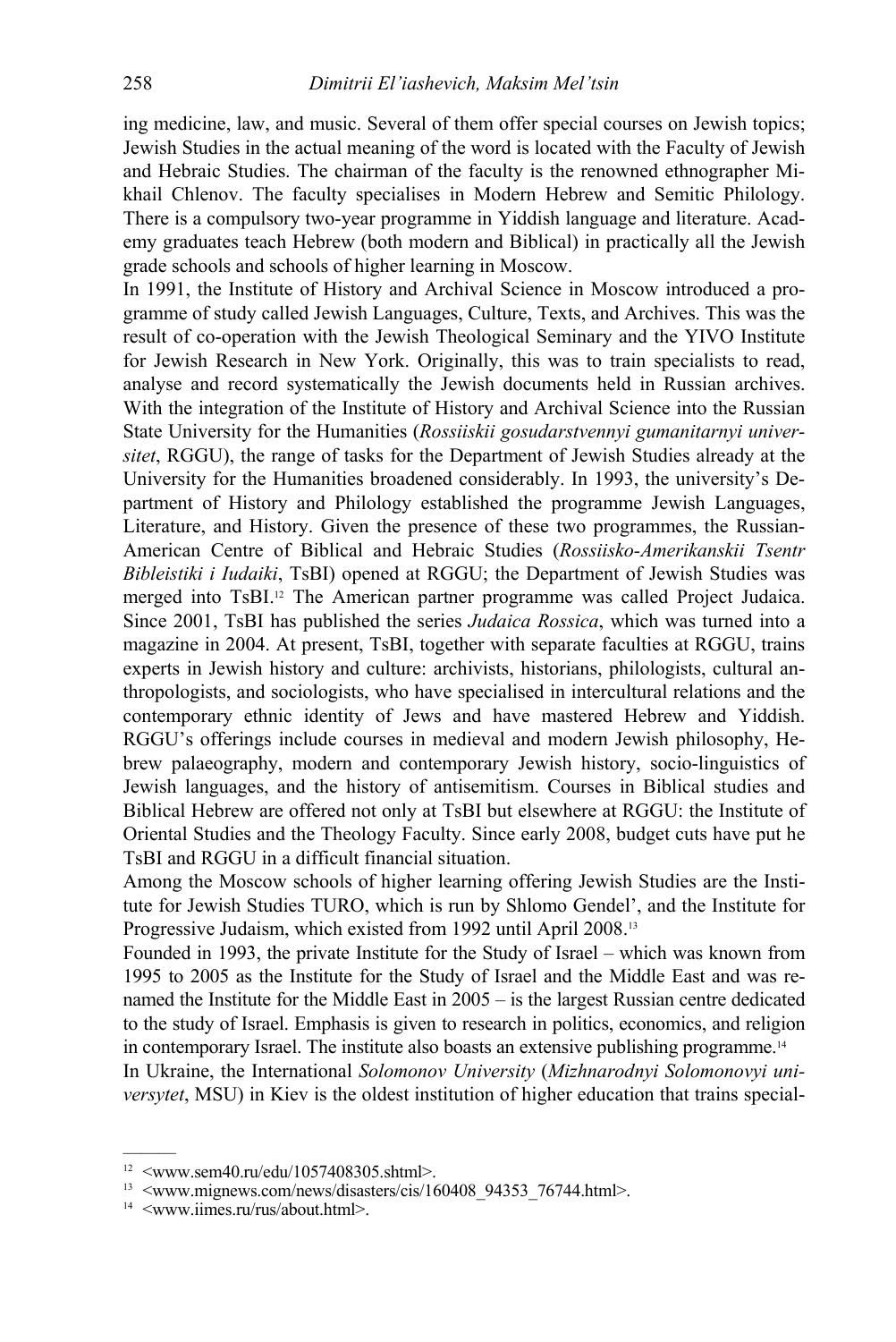ing medicine, law, and music. Several of them offer special courses on Jewish topics; Jewish Studies in the actual meaning of the word is located with the Faculty of Jewish and Hebraic Studies. The chairman of the faculty is the renowned ethnographer Mikhail Chlenov. The faculty specialises in Modern Hebrew and Semitic Philology. There is a compulsory two-year programme in Yiddish language and literature. Academy graduates teach Hebrew (both modern and Biblical) in practically all the Jewish grade schools and schools of higher learning in Moscow.

In 1991, the Institute of History and Archival Science in Moscow introduced a programme of study called Jewish Languages, Culture, Texts, and Archives. This was the result of co-operation with the Jewish Theological Seminary and the YIVO Institute for Jewish Research in New York. Originally, this was to train specialists to read, analyse and record systematically the Jewish documents held in Russian archives. With the integration of the Institute of History and Archival Science into the Russian State University for the Humanities (*Rossiiskii gosudarstvennyi gumanitarnyi universitet*, RGGU), the range of tasks for the Department of Jewish Studies already at the University for the Humanities broadened considerably. In 1993, the university's Department of History and Philology established the programme Jewish Languages, Literature, and History. Given the presence of these two programmes, the Russian-American Centre of Biblical and Hebraic Studies (*Rossiisko-Amerikanskii Tsentr Bibleistiki i Iudaiki*, TsBI) opened at RGGU; the Department of Jewish Studies was merged into TsBI.[12] The American partner programme was called Project Judaica. Since 2001, TsBI has published the series *Judaica Rossica*, which was turned into a magazine in 2004. At present, TsBI, together with separate faculties at RGGU, trains experts in Jewish history and culture: archivists, historians, philologists, cultural anthropologists, and sociologists, who have specialised in intercultural relations and the contemporary ethnic identity of Jews and have mastered Hebrew and Yiddish. RGGU's offerings include courses in medieval and modern Jewish philosophy, Hebrew palaeography, modern and contemporary Jewish history, socio-linguistics of Jewish languages, and the history of antisemitism. Courses in Biblical studies and Biblical Hebrew are offered not only at TsBI but elsewhere at RGGU: the Institute of Oriental Studies and the Theology Faculty. Since early 2008, budget cuts have put he TsBI and RGGU in a difficult financial situation.

Among the Moscow schools of higher learning offering Jewish Studies are the Institute for Jewish Studies TURO, which is run by Shlomo Gendel', and the Institute for Progressive Judaism, which existed from 1992 until April 2008.[13]

Founded in 1993, the private Institute for the Study of Israel – which was known from 1995 to 2005 as the Institute for the Study of Israel and the Middle East and was renamed the Institute for the Middle East in 2005 – is the largest Russian centre dedicated to the study of Israel. Emphasis is given to research in politics, economics, and religion in contemporary Israel. The institute also boasts an extensive publishing programme.[14]

In Ukraine, the International *Solomonov University* (*Mizhnarodnyi Solomonovyi universytet*, MSU) in Kiev is the oldest institution of higher education that trains special-

---

[12] <www.sem40.ru/edu/1057408305.shtml>.

[13] <www.mignews.com/news/disasters/cis/160408_94353_76744.html>.

[14] <www.iimes.ru/rus/about.html>.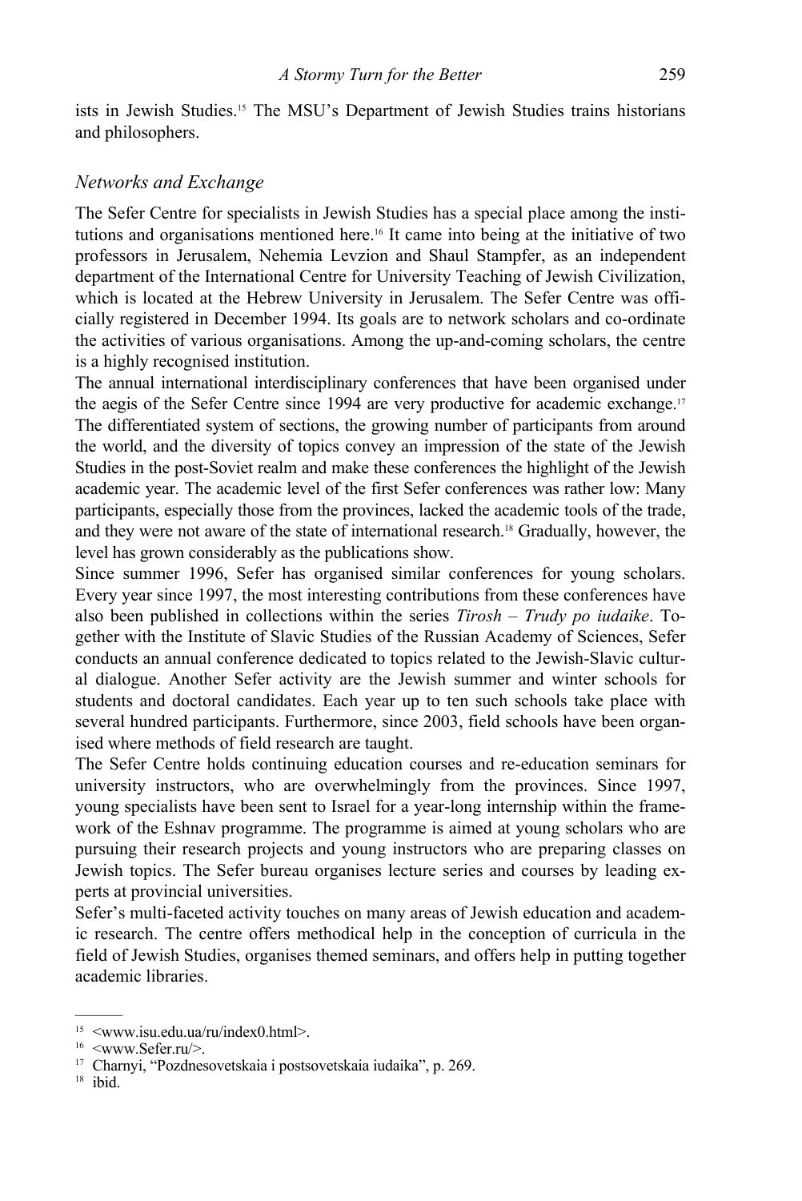ists in Jewish Studies.[15] The MSU's Department of Jewish Studies trains historians and philosophers.

### *Networks and Exchange*

The Sefer Centre for specialists in Jewish Studies has a special place among the institutions and organisations mentioned here.[16] It came into being at the initiative of two professors in Jerusalem, Nehemia Levzion and Shaul Stampfer, as an independent department of the International Centre for University Teaching of Jewish Civilization, which is located at the Hebrew University in Jerusalem. The Sefer Centre was officially registered in December 1994. Its goals are to network scholars and co-ordinate the activities of various organisations. Among the up-and-coming scholars, the centre is a highly recognised institution.

The annual international interdisciplinary conferences that have been organised under the aegis of the Sefer Centre since 1994 are very productive for academic exchange.[17] The differentiated system of sections, the growing number of participants from around the world, and the diversity of topics convey an impression of the state of the Jewish Studies in the post-Soviet realm and make these conferences the highlight of the Jewish academic year. The academic level of the first Sefer conferences was rather low: Many participants, especially those from the provinces, lacked the academic tools of the trade, and they were not aware of the state of international research.[18] Gradually, however, the level has grown considerably as the publications show.

Since summer 1996, Sefer has organised similar conferences for young scholars. Every year since 1997, the most interesting contributions from these conferences have also been published in collections within the series *Tirosh – Trudy po iudaike*. Together with the Institute of Slavic Studies of the Russian Academy of Sciences, Sefer conducts an annual conference dedicated to topics related to the Jewish-Slavic cultural dialogue. Another Sefer activity are the Jewish summer and winter schools for students and doctoral candidates. Each year up to ten such schools take place with several hundred participants. Furthermore, since 2003, field schools have been organised where methods of field research are taught.

The Sefer Centre holds continuing education courses and re-education seminars for university instructors, who are overwhelmingly from the provinces. Since 1997, young specialists have been sent to Israel for a year-long internship within the framework of the Eshnav programme. The programme is aimed at young scholars who are pursuing their research projects and young instructors who are preparing classes on Jewish topics. The Sefer bureau organises lecture series and courses by leading experts at provincial universities.

Sefer's multi-faceted activity touches on many areas of Jewish education and academic research. The centre offers methodical help in the conception of curricula in the field of Jewish Studies, organises themed seminars, and offers help in putting together academic libraries.

---

[15] <www.isu.edu.ua/ru/index0.html>.

[16] <www.Sefer.ru/>.

[17] Charnyi, "Pozdnesovetskaia i postsovetskaia iudaika", p. 269.

[18] ibid.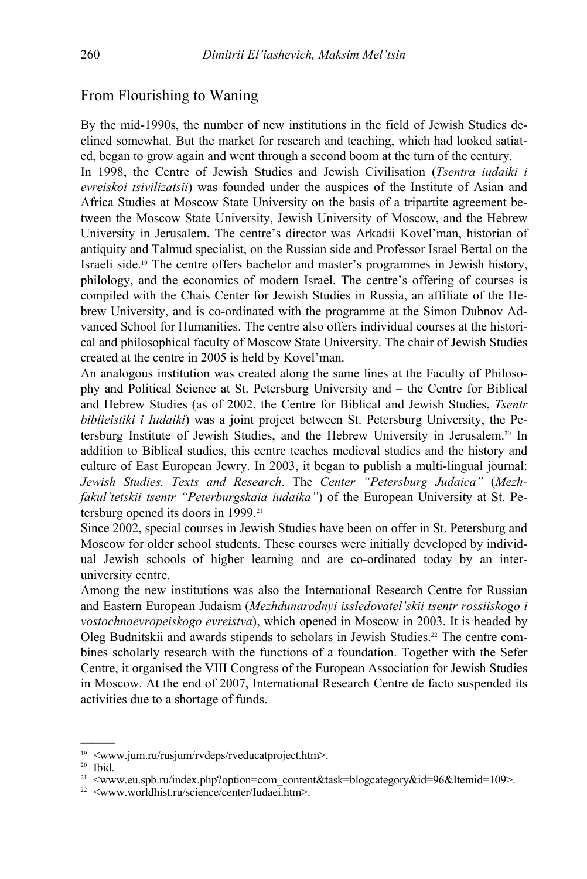## From Flourishing to Waning

By the mid-1990s, the number of new institutions in the field of Jewish Studies declined somewhat. But the market for research and teaching, which had looked satiated, began to grow again and went through a second boom at the turn of the century.

In 1998, the Centre of Jewish Studies and Jewish Civilisation (*Tsentra iudaiki i evreiskoi tsivilizatsii*) was founded under the auspices of the Institute of Asian and Africa Studies at Moscow State University on the basis of a tripartite agreement between the Moscow State University, Jewish University of Moscow, and the Hebrew University in Jerusalem. The centre's director was Arkadii Kovel'man, historian of antiquity and Talmud specialist, on the Russian side and Professor Israel Bertal on the Israeli side.[19] The centre offers bachelor and master's programmes in Jewish history, philology, and the economics of modern Israel. The centre's offering of courses is compiled with the Chais Center for Jewish Studies in Russia, an affiliate of the Hebrew University, and is co-ordinated with the programme at the Simon Dubnov Advanced School for Humanities. The centre also offers individual courses at the historical and philosophical faculty of Moscow State University. The chair of Jewish Studies created at the centre in 2005 is held by Kovel'man.

An analogous institution was created along the same lines at the Faculty of Philosophy and Political Science at St. Petersburg University and – the Centre for Biblical and Hebrew Studies (as of 2002, the Centre for Biblical and Jewish Studies, *Tsentr biblieistiki i Iudaiki*) was a joint project between St. Petersburg University, the Petersburg Institute of Jewish Studies, and the Hebrew University in Jerusalem.[20] In addition to Biblical studies, this centre teaches medieval studies and the history and culture of East European Jewry. In 2003, it began to publish a multi-lingual journal: *Jewish Studies. Texts and Research*. The *Center "Petersburg Judaica"* (*Mezhfakul'tetskii tsentr "Peterburgskaia iudaika"*) of the European University at St. Petersburg opened its doors in 1999.[21]

Since 2002, special courses in Jewish Studies have been on offer in St. Petersburg and Moscow for older school students. These courses were initially developed by individual Jewish schools of higher learning and are co-ordinated today by an inter-university centre.

Among the new institutions was also the International Research Centre for Russian and Eastern European Judaism (*Mezhdunarodnyi issledovatel'skii tsentr rossiiskogo i vostochnoevropeiskogo evreistva*), which opened in Moscow in 2003. It is headed by Oleg Budnitskii and awards stipends to scholars in Jewish Studies.[22] The centre combines scholarly research with the functions of a foundation. Together with the Sefer Centre, it organised the VIII Congress of the European Association for Jewish Studies in Moscow. At the end of 2007, International Research Centre de facto suspended its activities due to a shortage of funds.

---

[19] <www.jum.ru/rusjum/rvdeps/rveducatproject.htm>.

[20] Ibid.

[21] <www.eu.spb.ru/index.php?option=com_content&task=blogcategory&id=96&Itemid=109>.

[22] <www.worldhist.ru/science/center/Iudaei.htm>.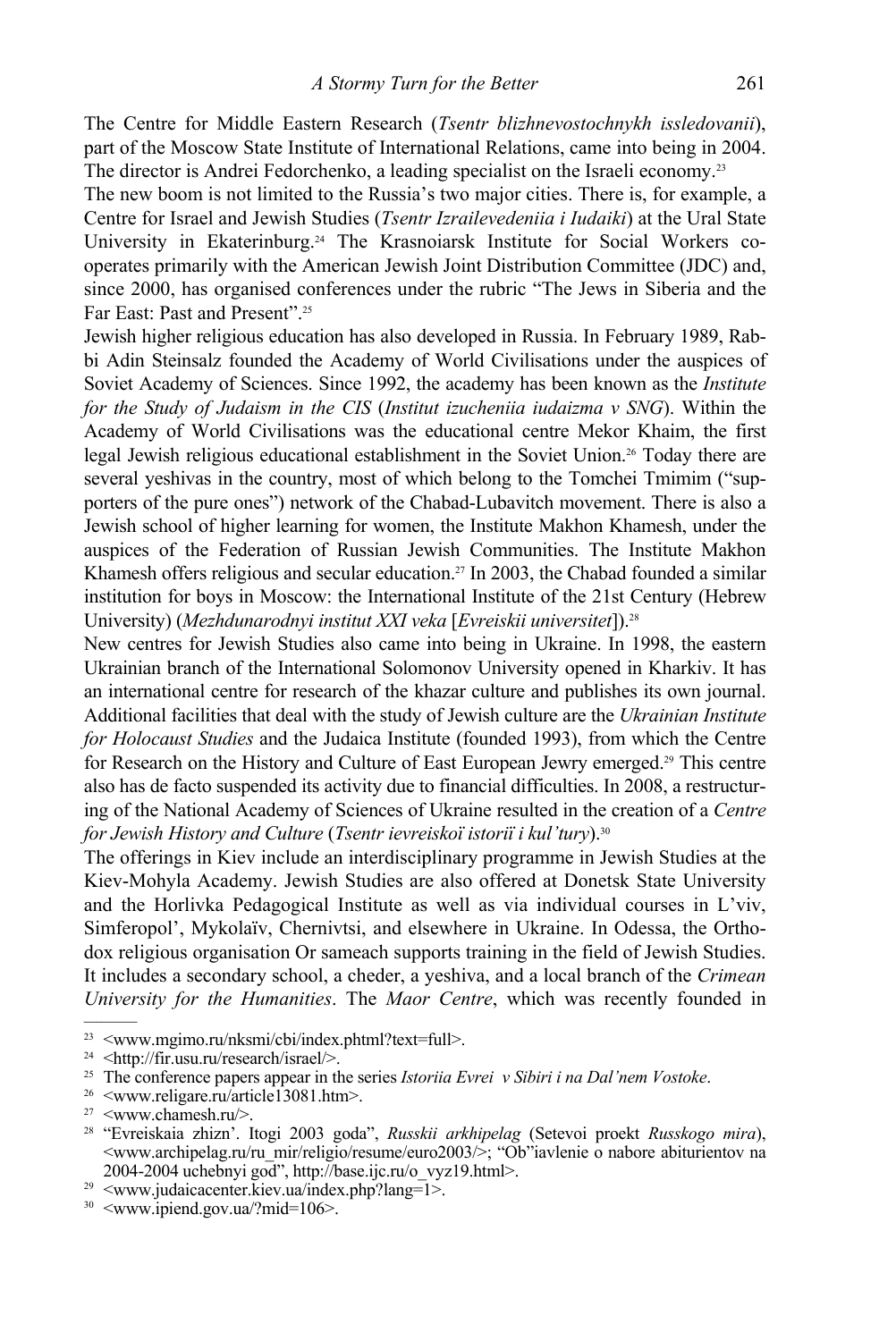The Centre for Middle Eastern Research (*Tsentr blizhnevostochnykh issledovanii*), part of the Moscow State Institute of International Relations, came into being in 2004. The director is Andrei Fedorchenko, a leading specialist on the Israeli economy.[23]

The new boom is not limited to the Russia's two major cities. There is, for example, a Centre for Israel and Jewish Studies (*Tsentr Izrailevedeniia i Iudaiki*) at the Ural State University in Ekaterinburg.[24] The Krasnoiarsk Institute for Social Workers co-operates primarily with the American Jewish Joint Distribution Committee (JDC) and, since 2000, has organised conferences under the rubric "The Jews in Siberia and the Far East: Past and Present".[25]

Jewish higher religious education has also developed in Russia. In February 1989, Rabbi Adin Steinsalz founded the Academy of World Civilisations under the auspices of Soviet Academy of Sciences. Since 1992, the academy has been known as the *Institute for the Study of Judaism in the CIS* (*Institut izucheniia iudaizma v SNG*). Within the Academy of World Civilisations was the educational centre Mekor Khaim, the first legal Jewish religious educational establishment in the Soviet Union.[26] Today there are several yeshivas in the country, most of which belong to the Tomchei Tmimim ("supporters of the pure ones") network of the Chabad-Lubavitch movement. There is also a Jewish school of higher learning for women, the Institute Makhon Khamesh, under the auspices of the Federation of Russian Jewish Communities. The Institute Makhon Khamesh offers religious and secular education.[27] In 2003, the Chabad founded a similar institution for boys in Moscow: the International Institute of the 21st Century (Hebrew University) (*Mezhdunarodnyi institut XXI veka* [*Evreiskii universitet*]).[28]

New centres for Jewish Studies also came into being in Ukraine. In 1998, the eastern Ukrainian branch of the International Solomonov University opened in Kharkiv. It has an international centre for research of the khazar culture and publishes its own journal. Additional facilities that deal with the study of Jewish culture are the *Ukrainian Institute for Holocaust Studies* and the Judaica Institute (founded 1993), from which the Centre for Research on the History and Culture of East European Jewry emerged.[29] This centre also has de facto suspended its activity due to financial difficulties. In 2008, a restructuring of the National Academy of Sciences of Ukraine resulted in the creation of a *Centre for Jewish History and Culture* (*Tsentr ievreiskoï istoriï i kul'tury*).[30]

The offerings in Kiev include an interdisciplinary programme in Jewish Studies at the Kiev-Mohyla Academy. Jewish Studies are also offered at Donetsk State University and the Horlivka Pedagogical Institute as well as via individual courses in L'viv, Simferopol', Mykolaïv, Chernivtsi, and elsewhere in Ukraine. In Odessa, the Orthodox religious organisation Or sameach supports training in the field of Jewish Studies. It includes a secondary school, a cheder, a yeshiva, and a local branch of the *Crimean University for the Humanities*. The *Maor Centre*, which was recently founded in

---

[23] <www.mgimo.ru/nksmi/cbi/index.phtml?text=full>.

[24] <http://fir.usu.ru/research/israel/>.

[25] The conference papers appear in the series *Istoriia Evrei v Sibiri i na Dal'nem Vostoke*.

[26] <www.religare.ru/article13081.htm>.

[27] <www.chamesh.ru/>.

[28] "Evreiskaia zhizn'. Itogi 2003 goda", *Russkii arkhipelag* (Setevoi proekt *Russkogo mira*), <www.archipelag.ru/ru_mir/religio/resume/euro2003/>; "Ob"iavlenie o nabore abiturientov na 2004-2004 uchebnyi god", http://base.ijc.ru/o_vyz19.html>.

[29] <www.judaicacenter.kiev.ua/index.php?lang=1>.

[30] <www.ipiend.gov.ua/?mid=106>.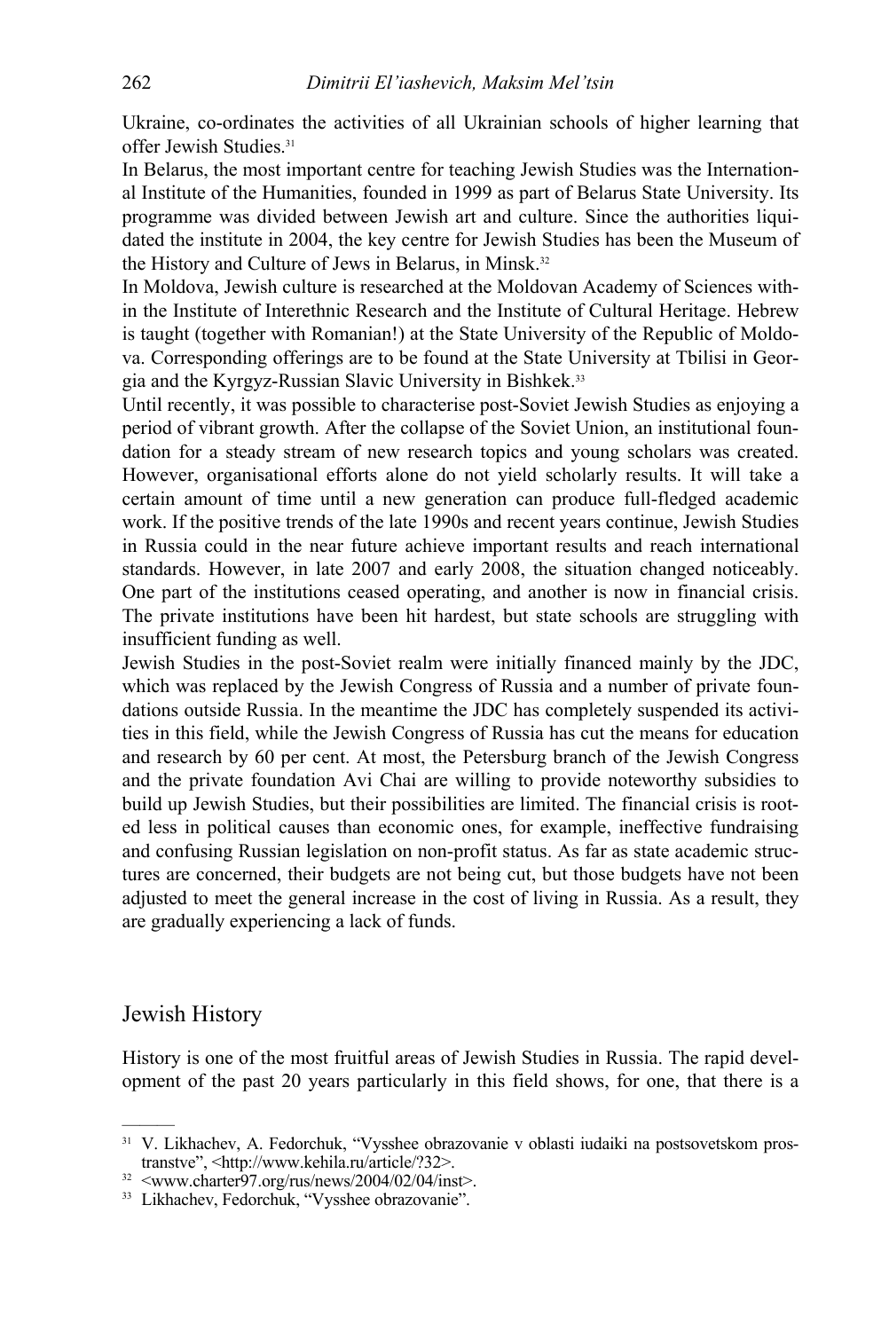Ukraine, co-ordinates the activities of all Ukrainian schools of higher learning that offer Jewish Studies.[31]

In Belarus, the most important centre for teaching Jewish Studies was the International Institute of the Humanities, founded in 1999 as part of Belarus State University. Its programme was divided between Jewish art and culture. Since the authorities liquidated the institute in 2004, the key centre for Jewish Studies has been the Museum of the History and Culture of Jews in Belarus, in Minsk.[32]

In Moldova, Jewish culture is researched at the Moldovan Academy of Sciences within the Institute of Interethnic Research and the Institute of Cultural Heritage. Hebrew is taught (together with Romanian!) at the State University of the Republic of Moldova. Corresponding offerings are to be found at the State University at Tbilisi in Georgia and the Kyrgyz-Russian Slavic University in Bishkek.[33]

Until recently, it was possible to characterise post-Soviet Jewish Studies as enjoying a period of vibrant growth. After the collapse of the Soviet Union, an institutional foundation for a steady stream of new research topics and young scholars was created. However, organisational efforts alone do not yield scholarly results. It will take a certain amount of time until a new generation can produce full-fledged academic work. If the positive trends of the late 1990s and recent years continue, Jewish Studies in Russia could in the near future achieve important results and reach international standards. However, in late 2007 and early 2008, the situation changed noticeably. One part of the institutions ceased operating, and another is now in financial crisis. The private institutions have been hit hardest, but state schools are struggling with insufficient funding as well.

Jewish Studies in the post-Soviet realm were initially financed mainly by the JDC, which was replaced by the Jewish Congress of Russia and a number of private foundations outside Russia. In the meantime the JDC has completely suspended its activities in this field, while the Jewish Congress of Russia has cut the means for education and research by 60 per cent. At most, the Petersburg branch of the Jewish Congress and the private foundation Avi Chai are willing to provide noteworthy subsidies to build up Jewish Studies, but their possibilities are limited. The financial crisis is rooted less in political causes than economic ones, for example, ineffective fundraising and confusing Russian legislation on non-profit status. As far as state academic structures are concerned, their budgets are not being cut, but those budgets have not been adjusted to meet the general increase in the cost of living in Russia. As a result, they are gradually experiencing a lack of funds.

## Jewish History

History is one of the most fruitful areas of Jewish Studies in Russia. The rapid development of the past 20 years particularly in this field shows, for one, that there is a

---

[31] V. Likhachev, A. Fedorchuk, "Vysshee obrazovanie v oblasti iudaiki na postsovetskom prostranstve", <http://www.kehila.ru/article/?32>.

[32] <www.charter97.org/rus/news/2004/02/04/inst>.

[33] Likhachev, Fedorchuk, "Vysshee obrazovanie".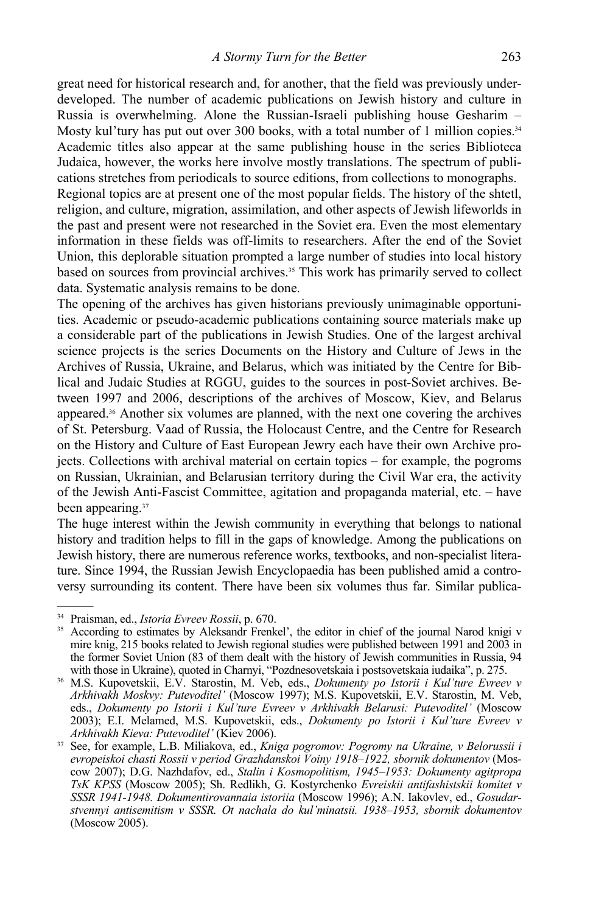great need for historical research and, for another, that the field was previously under-developed. The number of academic publications on Jewish history and culture in Russia is overwhelming. Alone the Russian-Israeli publishing house Gesharim – Mosty kul'tury has put out over 300 books, with a total number of 1 million copies.[34] Academic titles also appear at the same publishing house in the series Biblioteca Judaica, however, the works here involve mostly translations. The spectrum of publications stretches from periodicals to source editions, from collections to monographs.

Regional topics are at present one of the most popular fields. The history of the shtetl, religion, and culture, migration, assimilation, and other aspects of Jewish lifeworlds in the past and present were not researched in the Soviet era. Even the most elementary information in these fields was off-limits to researchers. After the end of the Soviet Union, this deplorable situation prompted a large number of studies into local history based on sources from provincial archives.[35] This work has primarily served to collect data. Systematic analysis remains to be done.

The opening of the archives has given historians previously unimaginable opportunities. Academic or pseudo-academic publications containing source materials make up a considerable part of the publications in Jewish Studies. One of the largest archival science projects is the series Documents on the History and Culture of Jews in the Archives of Russia, Ukraine, and Belarus, which was initiated by the Centre for Biblical and Judaic Studies at RGGU, guides to the sources in post-Soviet archives. Between 1997 and 2006, descriptions of the archives of Moscow, Kiev, and Belarus appeared.[36] Another six volumes are planned, with the next one covering the archives of St. Petersburg. Vaad of Russia, the Holocaust Centre, and the Centre for Research on the History and Culture of East European Jewry each have their own Archive projects. Collections with archival material on certain topics – for example, the pogroms on Russian, Ukrainian, and Belarusian territory during the Civil War era, the activity of the Jewish Anti-Fascist Committee, agitation and propaganda material, etc. – have been appearing.[37]

The huge interest within the Jewish community in everything that belongs to national history and tradition helps to fill in the gaps of knowledge. Among the publications on Jewish history, there are numerous reference works, textbooks, and non-specialist literature. Since 1994, the Russian Jewish Encyclopaedia has been published amid a controversy surrounding its content. There have been six volumes thus far. Similar publica-

---

[34] Praisman, ed., *Istoria Evreev Rossii*, p. 670.

[35] According to estimates by Aleksandr Frenkel', the editor in chief of the journal Narod knigi v mire knig, 215 books related to Jewish regional studies were published between 1991 and 2003 in the former Soviet Union (83 of them dealt with the history of Jewish communities in Russia, 94 with those in Ukraine), quoted in Charnyi, "Pozdnesovetskaia i postsovetskaia iudaika", p. 275.

[36] M.S. Kupovetskii, E.V. Starostin, M. Veb, eds., *Dokumenty po Istorii i Kul'ture Evreev v Arkhivakh Moskvy: Putevoditel'* (Moscow 1997); M.S. Kupovetskii, E.V. Starostin, M. Veb, eds., *Dokumenty po Istorii i Kul'ture Evreev v Arkhivakh Belarusi: Putevoditel'* (Moscow 2003); E.I. Melamed, M.S. Kupovetskii, eds., *Dokumenty po Istorii i Kul'ture Evreev v Arkhivakh Kieva: Putevoditel'* (Kiev 2006).

[37] See, for example, L.B. Miliakova, ed., *Kniga pogromov: Pogromy na Ukraine, v Belorussii i evropeiskoi chasti Rossii v period Grazhdanskoi Voiny 1918–1922, sbornik dokumentov* (Moscow 2007); D.G. Nazhdafov, ed., *Stalin i Kosmopolitism, 1945–1953: Dokumenty agitpropa TsK KPSS* (Moscow 2005); Sh. Redlikh, G. Kostyrchenko *Evreiskii antifashistskii komitet v SSSR 1941-1948. Dokumentirovannaia istoriia* (Moscow 1996); A.N. Iakovlev, ed., *Gosudarstvennyi antisemitism v SSSR. Ot nachala do kul'minatsii. 1938–1953, sbornik dokumentov* (Moscow 2005).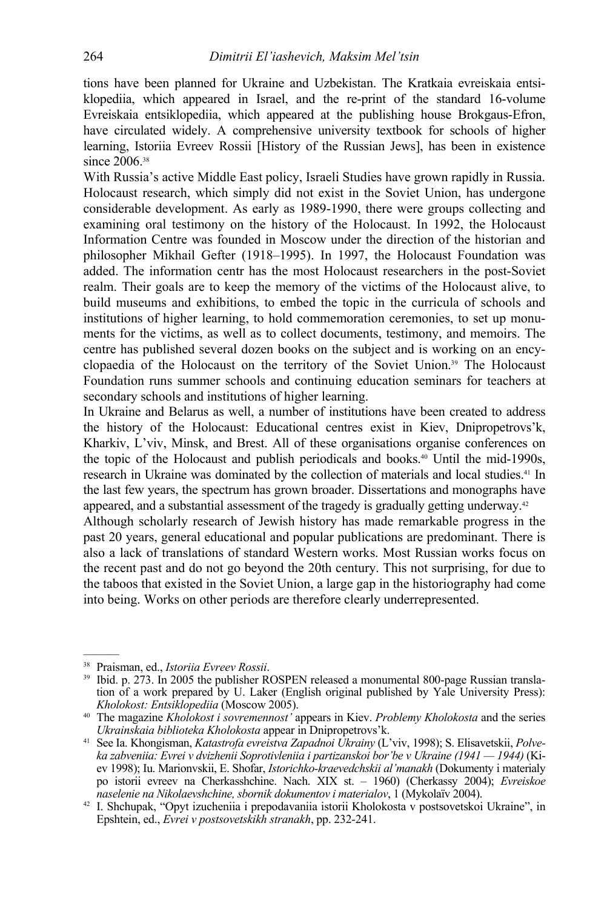tions have been planned for Ukraine and Uzbekistan. The Kratkaia evreiskaia entsiklopediia, which appeared in Israel, and the re-print of the standard 16-volume Evreiskaia entsiklopediia, which appeared at the publishing house Brokgaus-Efron, have circulated widely. A comprehensive university textbook for schools of higher learning, Istoriia Evreev Rossii [History of the Russian Jews], has been in existence since 2006.[38]

With Russia's active Middle East policy, Israeli Studies have grown rapidly in Russia. Holocaust research, which simply did not exist in the Soviet Union, has undergone considerable development. As early as 1989-1990, there were groups collecting and examining oral testimony on the history of the Holocaust. In 1992, the Holocaust Information Centre was founded in Moscow under the direction of the historian and philosopher Mikhail Gefter (1918–1995). In 1997, the Holocaust Foundation was added. The information centr has the most Holocaust researchers in the post-Soviet realm. Their goals are to keep the memory of the victims of the Holocaust alive, to build museums and exhibitions, to embed the topic in the curricula of schools and institutions of higher learning, to hold commemoration ceremonies, to set up monuments for the victims, as well as to collect documents, testimony, and memoirs. The centre has published several dozen books on the subject and is working on an encyclopaedia of the Holocaust on the territory of the Soviet Union.[39] The Holocaust Foundation runs summer schools and continuing education seminars for teachers at secondary schools and institutions of higher learning.

In Ukraine and Belarus as well, a number of institutions have been created to address the history of the Holocaust: Educational centres exist in Kiev, Dnipropetrovs'k, Kharkiv, L'viv, Minsk, and Brest. All of these organisations organise conferences on the topic of the Holocaust and publish periodicals and books.[40] Until the mid-1990s, research in Ukraine was dominated by the collection of materials and local studies.[41] In the last few years, the spectrum has grown broader. Dissertations and monographs have appeared, and a substantial assessment of the tragedy is gradually getting underway.[42]

Although scholarly research of Jewish history has made remarkable progress in the past 20 years, general educational and popular publications are predominant. There is also a lack of translations of standard Western works. Most Russian works focus on the recent past and do not go beyond the 20th century. This not surprising, for due to the taboos that existed in the Soviet Union, a large gap in the historiography had come into being. Works on other periods are therefore clearly underrepresented.

---

[38] Praisman, ed., *Istoriia Evreev Rossii*.

[39] Ibid. p. 273. In 2005 the publisher ROSPEN released a monumental 800-page Russian translation of a work prepared by U. Laker (English original published by Yale University Press): *Kholokost: Entsiklopediia* (Moscow 2005).

[40] The magazine *Kholokost i sovremennost'* appears in Kiev. *Problemy Kholokosta* and the series *Ukrainskaia biblioteka Kholokosta* appear in Dnipropetrovs'k.

[41] See Ia. Khongisman, *Katastrofa evreistva Zapadnoi Ukrainy* (L'viv, 1998); S. Elisavetskii, *Polveka zabveniia: Evrei v dvizhenii Soprotivleniia i partizanskoi bor'be v Ukraine (1941 — 1944)* (Kiev 1998); Iu. Marionvskii, E. Shofar, *Istorichko-kraevedchskii al'manakh* (Dokumenty i materialy po istorii evreev na Cherkasshchine. Nach. XIX st. – 1960) (Cherkassy 2004); *Evreiskoe naselenie na Nikolaevshchine, sbornik dokumentov i materialov*, 1 (Mykolaïv 2004).

[42] I. Shchupak, "Opyt izucheniia i prepodavaniia istorii Kholokosta v postsovetskoi Ukraine", in Epshtein, ed., *Evrei v postsovetskikh stranakh*, pp. 232-241.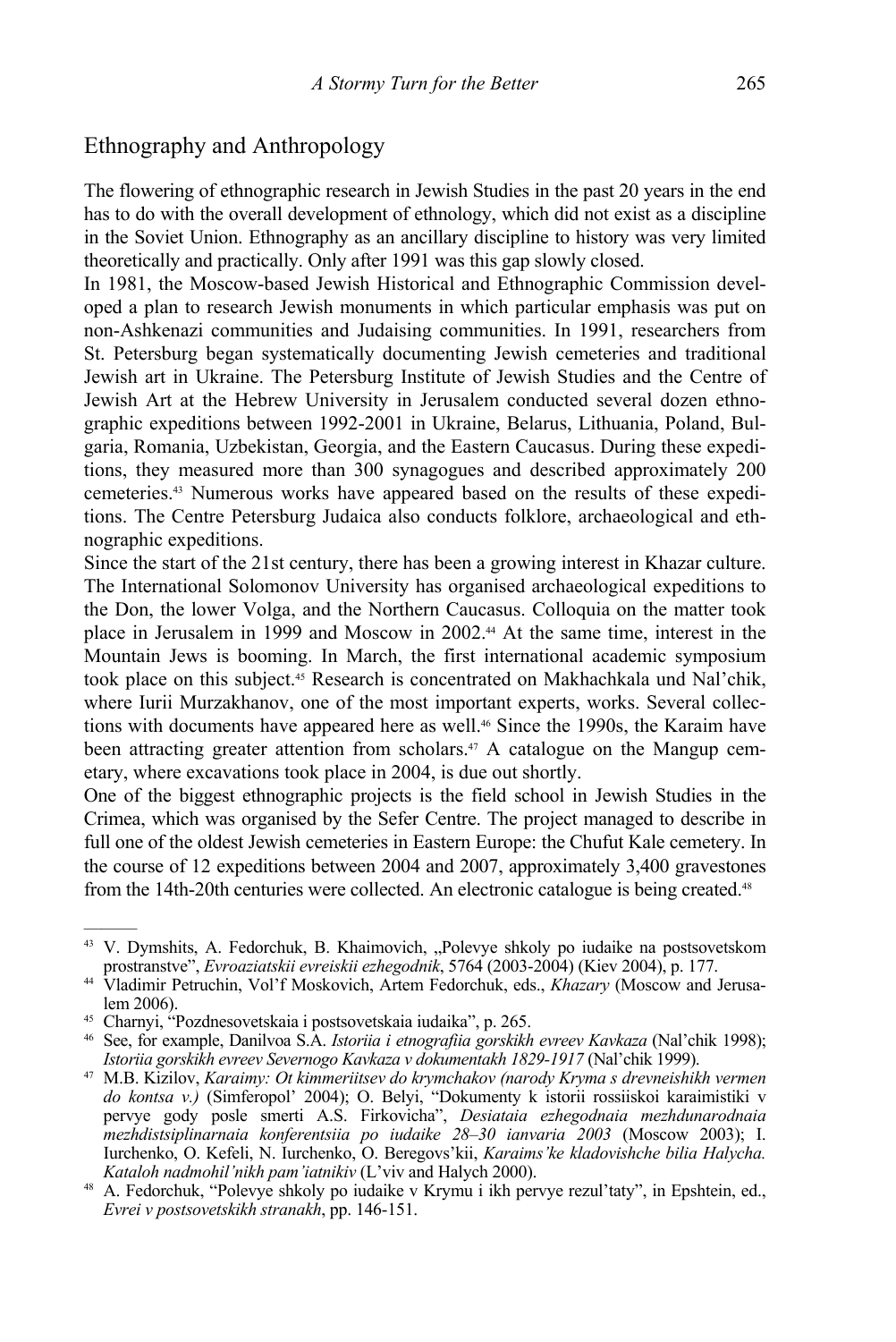## Ethnography and Anthropology

The flowering of ethnographic research in Jewish Studies in the past 20 years in the end has to do with the overall development of ethnology, which did not exist as a discipline in the Soviet Union. Ethnography as an ancillary discipline to history was very limited theoretically and practically. Only after 1991 was this gap slowly closed.

In 1981, the Moscow-based Jewish Historical and Ethnographic Commission developed a plan to research Jewish monuments in which particular emphasis was put on non-Ashkenazi communities and Judaising communities. In 1991, researchers from St. Petersburg began systematically documenting Jewish cemeteries and traditional Jewish art in Ukraine. The Petersburg Institute of Jewish Studies and the Centre of Jewish Art at the Hebrew University in Jerusalem conducted several dozen ethnographic expeditions between 1992-2001 in Ukraine, Belarus, Lithuania, Poland, Bulgaria, Romania, Uzbekistan, Georgia, and the Eastern Caucasus. During these expeditions, they measured more than 300 synagogues and described approximately 200 cemeteries.[43] Numerous works have appeared based on the results of these expeditions. The Centre Petersburg Judaica also conducts folklore, archaeological and ethnographic expeditions.

Since the start of the 21st century, there has been a growing interest in Khazar culture. The International Solomonov University has organised archaeological expeditions to the Don, the lower Volga, and the Northern Caucasus. Colloquia on the matter took place in Jerusalem in 1999 and Moscow in 2002.[44] At the same time, interest in the Mountain Jews is booming. In March, the first international academic symposium took place on this subject.[45] Research is concentrated on Makhachkala und Nal'chik, where Iurii Murzakhanov, one of the most important experts, works. Several collections with documents have appeared here as well.[46] Since the 1990s, the Karaim have been attracting greater attention from scholars.[47] A catalogue on the Mangup cemetary, where excavations took place in 2004, is due out shortly.

One of the biggest ethnographic projects is the field school in Jewish Studies in the Crimea, which was organised by the Sefer Centre. The project managed to describe in full one of the oldest Jewish cemeteries in Eastern Europe: the Chufut Kale cemetery. In the course of 12 expeditions between 2004 and 2007, approximately 3,400 gravestones from the 14th-20th centuries were collected. An electronic catalogue is being created.[48]

---

[43] V. Dymshits, A. Fedorchuk, B. Khaimovich, „Polevye shkoly po iudaike na postsovetskom prostranstve", *Evroaziatskii evreiskii ezhegodnik*, 5764 (2003-2004) (Kiev 2004), p. 177.

[44] Vladimir Petruchin, Vol'f Moskovich, Artem Fedorchuk, eds., *Khazary* (Moscow and Jerusalem 2006).

[45] Charnyi, "Pozdnesovetskaia i postsovetskaia iudaika", p. 265.

[46] See, for example, Danilvoa S.A. *Istoriia i etnografiia gorskikh evreev Kavkaza* (Nal'chik 1998); *Istoriia gorskikh evreev Severnogo Kavkaza v dokumentakh 1829-1917* (Nal'chik 1999).

[47] M.B. Kizilov, *Karaimy: Ot kimmeriitsev do krymchakov (narody Kryma s drevneishikh vermen do kontsa v.)* (Simferopol' 2004); O. Belyi, "Dokumenty k istorii rossiiskoi karaimistiki v pervye gody posle smerti A.S. Firkovicha", *Desiataia ezhegodnaia mezhdunarodnaia mezhdistsiplinarnaia konferentsiia po iudaike 28–30 ianvaria 2003* (Moscow 2003); I. Iurchenko, O. Kefeli, N. Iurchenko, O. Beregovs'kii, *Karaims'ke kladovishche bilia Halycha. Kataloh nadmohil'nikh pam'iatnikiv* (L'viv and Halych 2000).

[48] A. Fedorchuk, "Polevye shkoly po iudaike v Krymu i ikh pervye rezul'taty", in Epshtein, ed., *Evrei v postsovetskikh stranakh*, pp. 146-151.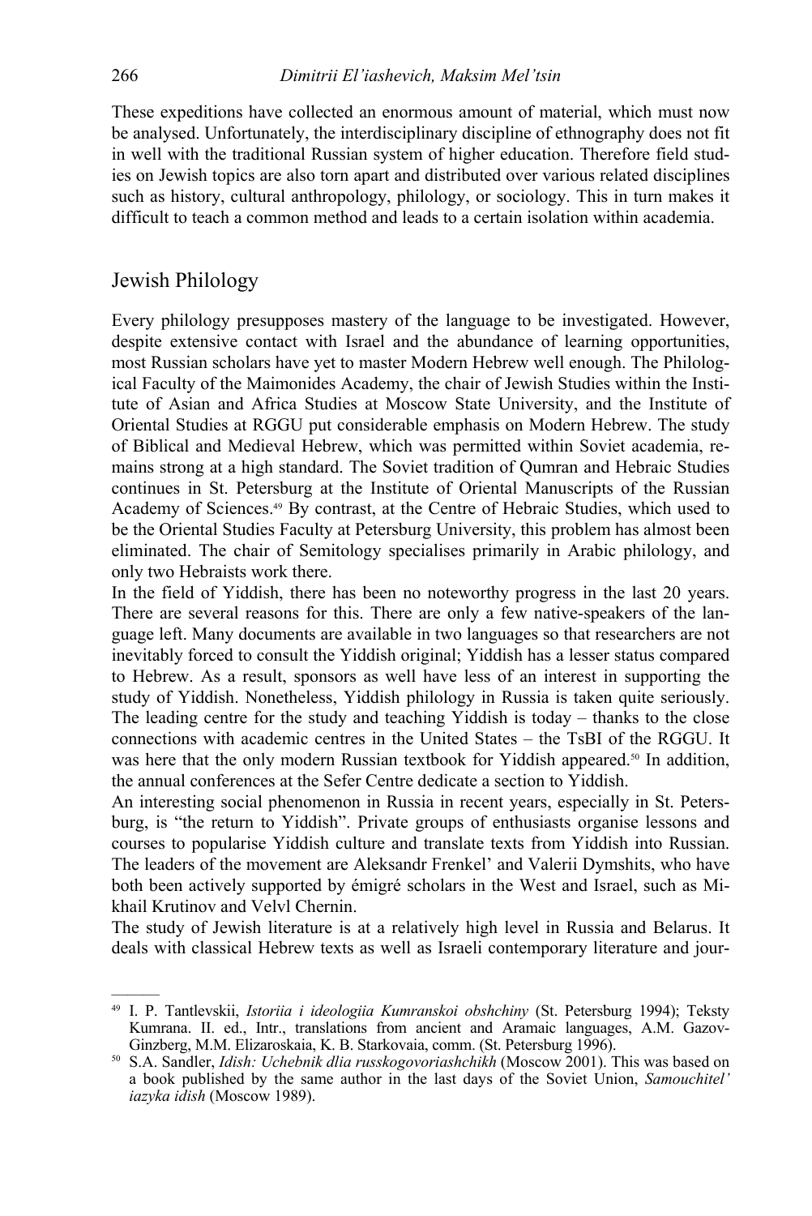These expeditions have collected an enormous amount of material, which must now be analysed. Unfortunately, the interdisciplinary discipline of ethnography does not fit in well with the traditional Russian system of higher education. Therefore field studies on Jewish topics are also torn apart and distributed over various related disciplines such as history, cultural anthropology, philology, or sociology. This in turn makes it difficult to teach a common method and leads to a certain isolation within academia.

## Jewish Philology

Every philology presupposes mastery of the language to be investigated. However, despite extensive contact with Israel and the abundance of learning opportunities, most Russian scholars have yet to master Modern Hebrew well enough. The Philological Faculty of the Maimonides Academy, the chair of Jewish Studies within the Institute of Asian and Africa Studies at Moscow State University, and the Institute of Oriental Studies at RGGU put considerable emphasis on Modern Hebrew. The study of Biblical and Medieval Hebrew, which was permitted within Soviet academia, remains strong at a high standard. The Soviet tradition of Qumran and Hebraic Studies continues in St. Petersburg at the Institute of Oriental Manuscripts of the Russian Academy of Sciences.[49] By contrast, at the Centre of Hebraic Studies, which used to be the Oriental Studies Faculty at Petersburg University, this problem has almost been eliminated. The chair of Semitology specialises primarily in Arabic philology, and only two Hebraists work there.

In the field of Yiddish, there has been no noteworthy progress in the last 20 years. There are several reasons for this. There are only a few native-speakers of the language left. Many documents are available in two languages so that researchers are not inevitably forced to consult the Yiddish original; Yiddish has a lesser status compared to Hebrew. As a result, sponsors as well have less of an interest in supporting the study of Yiddish. Nonetheless, Yiddish philology in Russia is taken quite seriously. The leading centre for the study and teaching Yiddish is today – thanks to the close connections with academic centres in the United States – the TsBI of the RGGU. It was here that the only modern Russian textbook for Yiddish appeared.[50] In addition, the annual conferences at the Sefer Centre dedicate a section to Yiddish.

An interesting social phenomenon in Russia in recent years, especially in St. Petersburg, is "the return to Yiddish". Private groups of enthusiasts organise lessons and courses to popularise Yiddish culture and translate texts from Yiddish into Russian. The leaders of the movement are Aleksandr Frenkel' and Valerii Dymshits, who have both been actively supported by émigré scholars in the West and Israel, such as Mikhail Krutinov and Velvl Chernin.

The study of Jewish literature is at a relatively high level in Russia and Belarus. It deals with classical Hebrew texts as well as Israeli contemporary literature and jour-

---

[49] I. P. Tantlevskii, *Istoriia i ideologiia Kumranskoi obshchiny* (St. Petersburg 1994); Teksty Kumrana. II. ed., Intr., translations from ancient and Aramaic languages, A.M. Gazov-Ginzberg, M.M. Elizaroskaia, K. B. Starkovaia, comm. (St. Petersburg 1996).

[50] S.A. Sandler, *Idish: Uchebnik dlia russkogovoriashchikh* (Moscow 2001). This was based on a book published by the same author in the last days of the Soviet Union, *Samouchitel' iazyka idish* (Moscow 1989).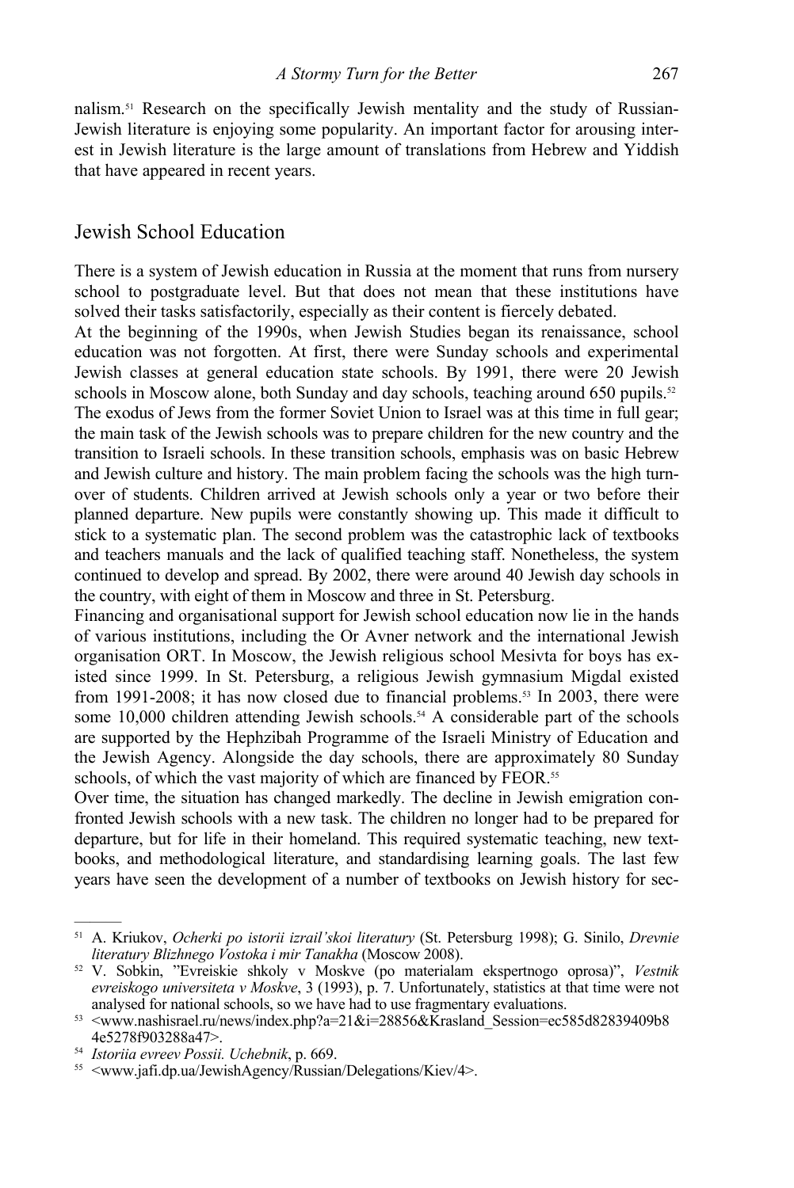nalism.[51] Research on the specifically Jewish mentality and the study of Russian-Jewish literature is enjoying some popularity. An important factor for arousing interest in Jewish literature is the large amount of translations from Hebrew and Yiddish that have appeared in recent years.

## Jewish School Education

There is a system of Jewish education in Russia at the moment that runs from nursery school to postgraduate level. But that does not mean that these institutions have solved their tasks satisfactorily, especially as their content is fiercely debated.

At the beginning of the 1990s, when Jewish Studies began its renaissance, school education was not forgotten. At first, there were Sunday schools and experimental Jewish classes at general education state schools. By 1991, there were 20 Jewish schools in Moscow alone, both Sunday and day schools, teaching around 650 pupils.[52] The exodus of Jews from the former Soviet Union to Israel was at this time in full gear; the main task of the Jewish schools was to prepare children for the new country and the transition to Israeli schools. In these transition schools, emphasis was on basic Hebrew and Jewish culture and history. The main problem facing the schools was the high turnover of students. Children arrived at Jewish schools only a year or two before their planned departure. New pupils were constantly showing up. This made it difficult to stick to a systematic plan. The second problem was the catastrophic lack of textbooks and teachers manuals and the lack of qualified teaching staff. Nonetheless, the system continued to develop and spread. By 2002, there were around 40 Jewish day schools in the country, with eight of them in Moscow and three in St. Petersburg.

Financing and organisational support for Jewish school education now lie in the hands of various institutions, including the Or Avner network and the international Jewish organisation ORT. In Moscow, the Jewish religious school Mesivta for boys has existed since 1999. In St. Petersburg, a religious Jewish gymnasium Migdal existed from 1991-2008; it has now closed due to financial problems.[53] In 2003, there were some 10,000 children attending Jewish schools.[54] A considerable part of the schools are supported by the Hephzibah Programme of the Israeli Ministry of Education and the Jewish Agency. Alongside the day schools, there are approximately 80 Sunday schools, of which the vast majority of which are financed by FEOR.[55]

Over time, the situation has changed markedly. The decline in Jewish emigration confronted Jewish schools with a new task. The children no longer had to be prepared for departure, but for life in their homeland. This required systematic teaching, new textbooks, and methodological literature, and standardising learning goals. The last few years have seen the development of a number of textbooks on Jewish history for sec-

---

[51] A. Kriukov, *Ocherki po istorii izrail'skoi literatury* (St. Petersburg 1998); G. Sinilo, *Drevnie literatury Blizhnego Vostoka i mir Tanakha* (Moscow 2008).

[52] V. Sobkin, "Evreiskie shkoly v Moskve (po materialam ekspertnogo oprosa)", *Vestnik evreiskogo universiteta v Moskve*, 3 (1993), p. 7. Unfortunately, statistics at that time were not analysed for national schools, so we have had to use fragmentary evaluations.

[53] <www.nashisrael.ru/news/index.php?a=21&i=28856&Krasland_Session=ec585d82839409b84e5278f903288a47>.

[54] *Istoriia evreev Possii. Uchebnik*, p. 669.

[55] <www.jafi.dp.ua/JewishAgency/Russian/Delegations/Kiev/4>.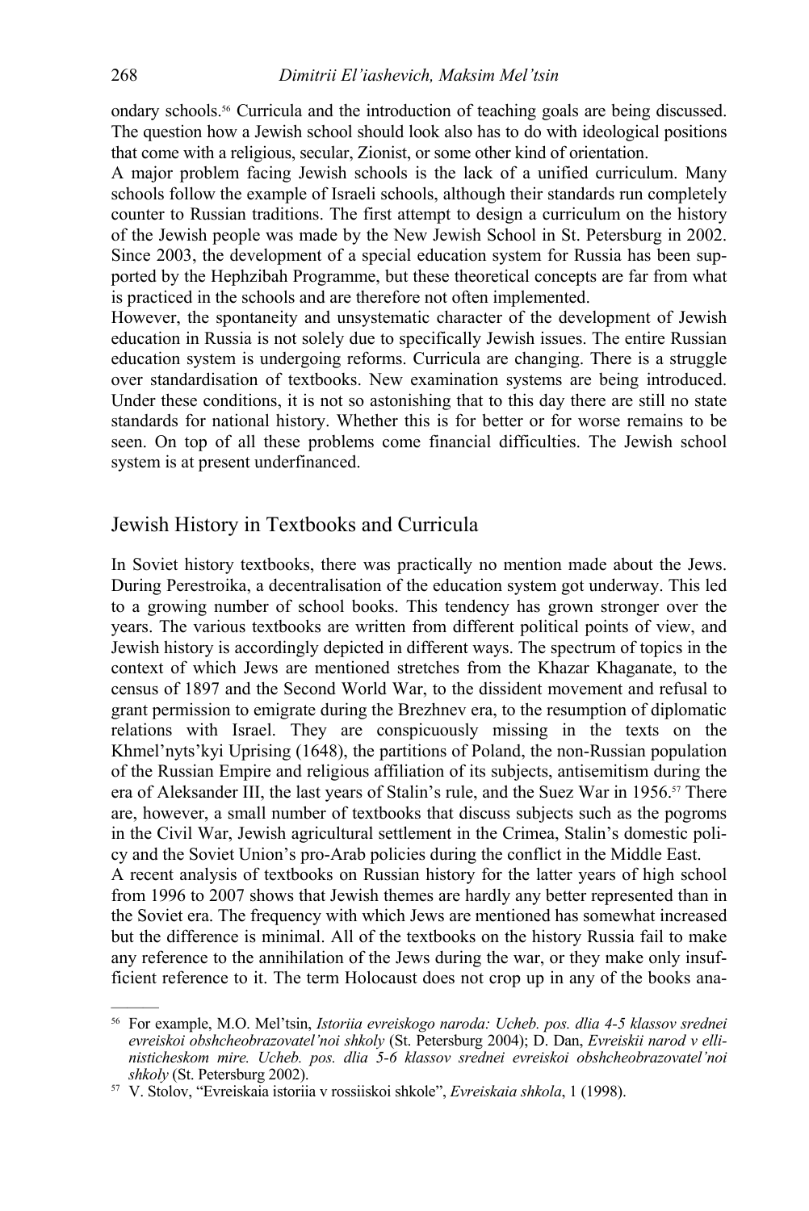ondary schools.[56] Curricula and the introduction of teaching goals are being discussed. The question how a Jewish school should look also has to do with ideological positions that come with a religious, secular, Zionist, or some other kind of orientation.

A major problem facing Jewish schools is the lack of a unified curriculum. Many schools follow the example of Israeli schools, although their standards run completely counter to Russian traditions. The first attempt to design a curriculum on the history of the Jewish people was made by the New Jewish School in St. Petersburg in 2002. Since 2003, the development of a special education system for Russia has been supported by the Hephzibah Programme, but these theoretical concepts are far from what is practiced in the schools and are therefore not often implemented.

However, the spontaneity and unsystematic character of the development of Jewish education in Russia is not solely due to specifically Jewish issues. The entire Russian education system is undergoing reforms. Curricula are changing. There is a struggle over standardisation of textbooks. New examination systems are being introduced. Under these conditions, it is not so astonishing that to this day there are still no state standards for national history. Whether this is for better or for worse remains to be seen. On top of all these problems come financial difficulties. The Jewish school system is at present underfinanced.

## Jewish History in Textbooks and Curricula

In Soviet history textbooks, there was practically no mention made about the Jews. During Perestroika, a decentralisation of the education system got underway. This led to a growing number of school books. This tendency has grown stronger over the years. The various textbooks are written from different political points of view, and Jewish history is accordingly depicted in different ways. The spectrum of topics in the context of which Jews are mentioned stretches from the Khazar Khaganate, to the census of 1897 and the Second World War, to the dissident movement and refusal to grant permission to emigrate during the Brezhnev era, to the resumption of diplomatic relations with Israel. They are conspicuously missing in the texts on the Khmel'nyts'kyi Uprising (1648), the partitions of Poland, the non-Russian population of the Russian Empire and religious affiliation of its subjects, antisemitism during the era of Aleksander III, the last years of Stalin's rule, and the Suez War in 1956.[57] There are, however, a small number of textbooks that discuss subjects such as the pogroms in the Civil War, Jewish agricultural settlement in the Crimea, Stalin's domestic policy and the Soviet Union's pro-Arab policies during the conflict in the Middle East.

A recent analysis of textbooks on Russian history for the latter years of high school from 1996 to 2007 shows that Jewish themes are hardly any better represented than in the Soviet era. The frequency with which Jews are mentioned has somewhat increased but the difference is minimal. All of the textbooks on the history Russia fail to make any reference to the annihilation of the Jews during the war, or they make only insufficient reference to it. The term Holocaust does not crop up in any of the books ana-

---

[56] For example, M.O. Mel'tsin, *Istoriia evreiskogo naroda: Ucheb. pos. dlia 4-5 klassov srednei evreiskoi obshcheobrazovatel'noi shkoly* (St. Petersburg 2004); D. Dan, *Evreiskii narod v ellinisticheskom mire. Ucheb. pos. dlia 5-6 klassov srednei evreiskoi obshcheobrazovatel'noi shkoly* (St. Petersburg 2002).

[57] V. Stolov, "Evreiskaia istoriia v rossiiskoi shkole", *Evreiskaia shkola*, 1 (1998).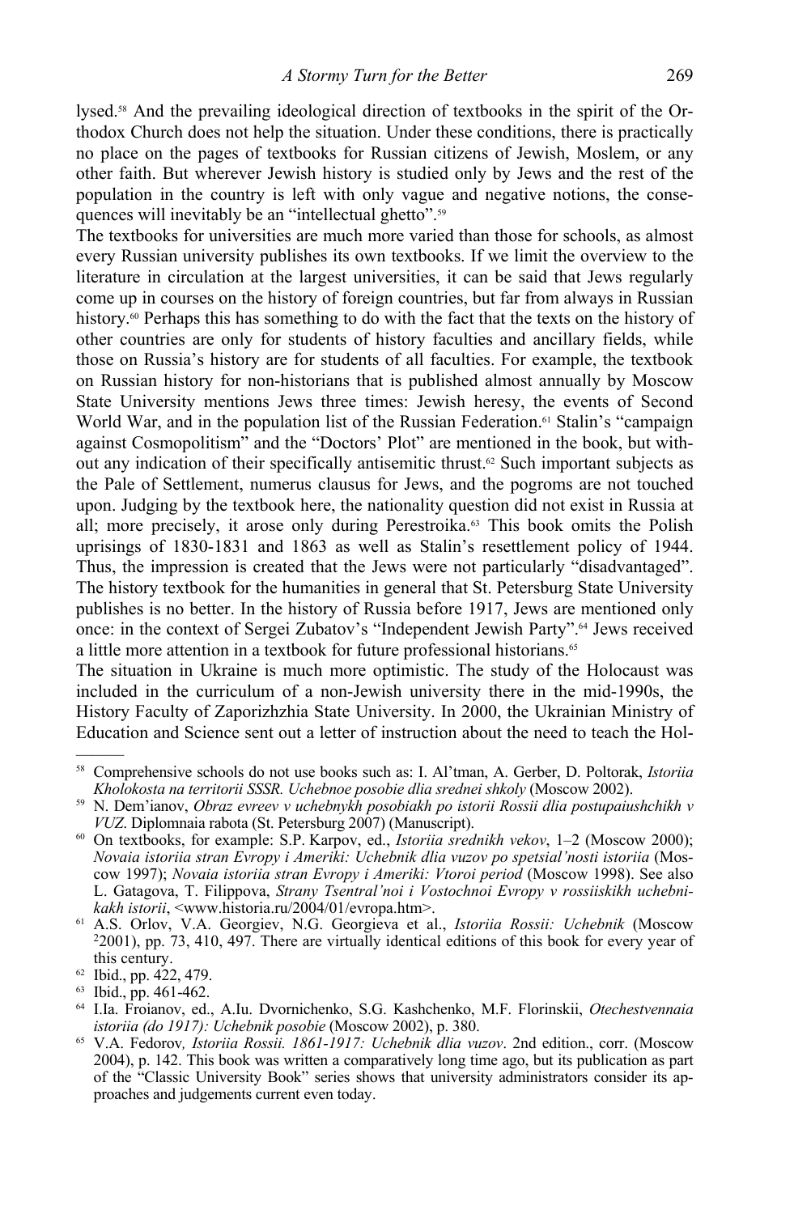lysed.[58] And the prevailing ideological direction of textbooks in the spirit of the Orthodox Church does not help the situation. Under these conditions, there is practically no place on the pages of textbooks for Russian citizens of Jewish, Moslem, or any other faith. But wherever Jewish history is studied only by Jews and the rest of the population in the country is left with only vague and negative notions, the consequences will inevitably be an "intellectual ghetto".[59]

The textbooks for universities are much more varied than those for schools, as almost every Russian university publishes its own textbooks. If we limit the overview to the literature in circulation at the largest universities, it can be said that Jews regularly come up in courses on the history of foreign countries, but far from always in Russian history.[60] Perhaps this has something to do with the fact that the texts on the history of other countries are only for students of history faculties and ancillary fields, while those on Russia's history are for students of all faculties. For example, the textbook on Russian history for non-historians that is published almost annually by Moscow State University mentions Jews three times: Jewish heresy, the events of Second World War, and in the population list of the Russian Federation.[61] Stalin's "campaign against Cosmopolitism" and the "Doctors' Plot" are mentioned in the book, but without any indication of their specifically antisemitic thrust.[62] Such important subjects as the Pale of Settlement, numerus clausus for Jews, and the pogroms are not touched upon. Judging by the textbook here, the nationality question did not exist in Russia at all; more precisely, it arose only during Perestroika.[63] This book omits the Polish uprisings of 1830-1831 and 1863 as well as Stalin's resettlement policy of 1944. Thus, the impression is created that the Jews were not particularly "disadvantaged". The history textbook for the humanities in general that St. Petersburg State University publishes is no better. In the history of Russia before 1917, Jews are mentioned only once: in the context of Sergei Zubatov's "Independent Jewish Party".[64] Jews received a little more attention in a textbook for future professional historians.[65]

The situation in Ukraine is much more optimistic. The study of the Holocaust was included in the curriculum of a non-Jewish university there in the mid-1990s, the History Faculty of Zaporizhzhia State University. In 2000, the Ukrainian Ministry of Education and Science sent out a letter of instruction about the need to teach the Hol-

---

[58] Comprehensive schools do not use books such as: I. Al'tman, A. Gerber, D. Poltorak, *Istoriia Kholokosta na territorii SSSR. Uchebnoe posobie dlia srednei shkoly* (Moscow 2002).

[59] N. Dem'ianov, *Obraz evreev v uchebnykh posobiakh po istorii Rossii dlia postupaiushchikh v VUZ*. Diplomnaia rabota (St. Petersburg 2007) (Manuscript).

[60] On textbooks, for example: S.P. Karpov, ed., *Istoriia srednikh vekov*, 1–2 (Moscow 2000); *Novaia istoriia stran Evropy i Ameriki: Uchebnik dlia vuzov po spetsial'nosti istoriia* (Moscow 1997); *Novaia istoriia stran Evropy i Ameriki: Vtoroi period* (Moscow 1998). See also L. Gatagova, T. Filippova, *Strany Tsentral'noi i Vostochnoi Evropy v rossiiskikh uchebnikakh istorii*, <www.historia.ru/2004/01/evropa.htm>.

[61] A.S. Orlov, V.A. Georgiev, N.G. Georgieva et al., *Istoriia Rossii: Uchebnik* (Moscow [2]2001), pp. 73, 410, 497. There are virtually identical editions of this book for every year of this century.

[62] Ibid., pp. 422, 479.

[63] Ibid., pp. 461-462.

[64] I.Ia. Froianov, ed., A.Iu. Dvornichenko, S.G. Kashchenko, M.F. Florinskii, *Otechestvennaia istoriia (do 1917): Uchebnik posobie* (Moscow 2002), p. 380.

[65] V.A. Fedorov*, Istoriia Rossii. 1861-1917: Uchebnik dlia vuzov*. 2nd edition., corr. (Moscow 2004), p. 142. This book was written a comparatively long time ago, but its publication as part of the "Classic University Book" series shows that university administrators consider its approaches and judgements current even today.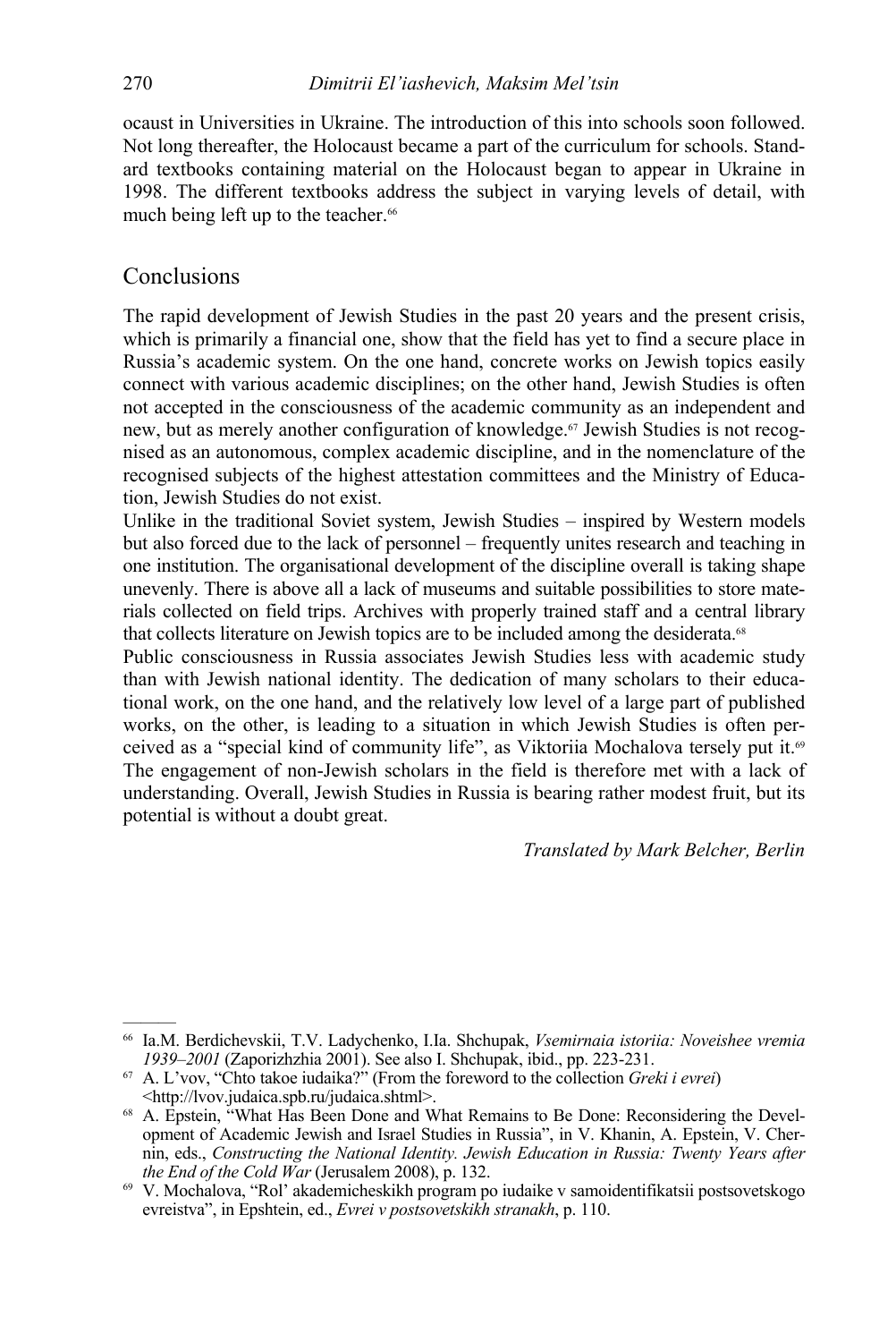ocaust in Universities in Ukraine. The introduction of this into schools soon followed. Not long thereafter, the Holocaust became a part of the curriculum for schools. Standard textbooks containing material on the Holocaust began to appear in Ukraine in 1998. The different textbooks address the subject in varying levels of detail, with much being left up to the teacher.[66]

## Conclusions

The rapid development of Jewish Studies in the past 20 years and the present crisis, which is primarily a financial one, show that the field has yet to find a secure place in Russia's academic system. On the one hand, concrete works on Jewish topics easily connect with various academic disciplines; on the other hand, Jewish Studies is often not accepted in the consciousness of the academic community as an independent and new, but as merely another configuration of knowledge.[67] Jewish Studies is not recognised as an autonomous, complex academic discipline, and in the nomenclature of the recognised subjects of the highest attestation committees and the Ministry of Education, Jewish Studies do not exist.

Unlike in the traditional Soviet system, Jewish Studies – inspired by Western models but also forced due to the lack of personnel – frequently unites research and teaching in one institution. The organisational development of the discipline overall is taking shape unevenly. There is above all a lack of museums and suitable possibilities to store materials collected on field trips. Archives with properly trained staff and a central library that collects literature on Jewish topics are to be included among the desiderata.[68]

Public consciousness in Russia associates Jewish Studies less with academic study than with Jewish national identity. The dedication of many scholars to their educational work, on the one hand, and the relatively low level of a large part of published works, on the other, is leading to a situation in which Jewish Studies is often perceived as a "special kind of community life", as Viktoriia Mochalova tersely put it.[69] The engagement of non-Jewish scholars in the field is therefore met with a lack of understanding. Overall, Jewish Studies in Russia is bearing rather modest fruit, but its potential is without a doubt great.

*Translated by Mark Belcher, Berlin*

---

[66] Ia.M. Berdichevskii, T.V. Ladychenko, I.Ia. Shchupak, *Vsemirnaia istoriia: Noveishee vremia 1939–2001* (Zaporizhzhia 2001). See also I. Shchupak, ibid., pp. 223-231.

[67] A. L'vov, "Chto takoe iudaika?" (From the foreword to the collection *Greki i evrei*) <http://lvov.judaica.spb.ru/judaica.shtml>.

[68] A. Epstein, "What Has Been Done and What Remains to Be Done: Reconsidering the Development of Academic Jewish and Israel Studies in Russia", in V. Khanin, A. Epstein, V. Chernin, eds., *Constructing the National Identity. Jewish Education in Russia: Twenty Years after the End of the Cold War* (Jerusalem 2008), p. 132.

[69] V. Mochalova, "Rol' akademicheskikh program po iudaike v samoidentifikatsii postsovetskogo evreistva", in Epshtein, ed., *Evrei v postsovetskikh stranakh*, p. 110.